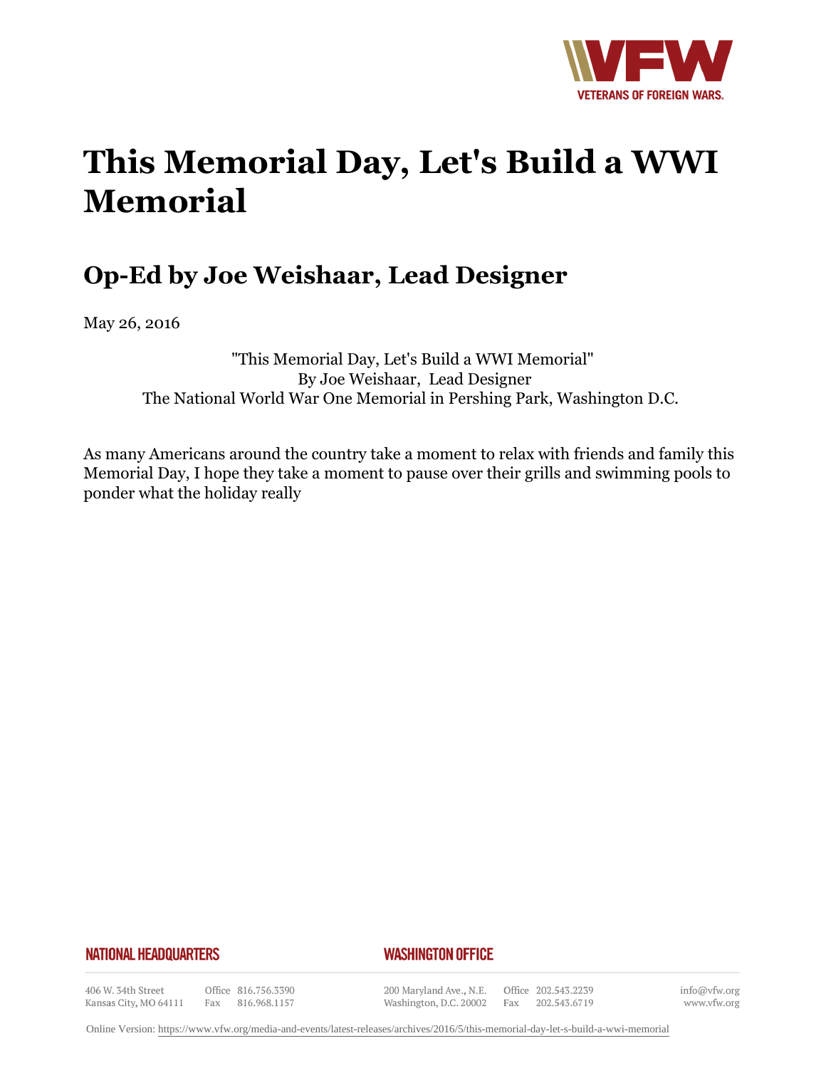# This Memorial Day, Let's Build a WWI Memorial

## Op-Ed by Joe Weishaar, Lead Designer

May 26, 2016

"This Memorial Day, Let's Build a WWI Memorial"
By Joe Weishaar, Lead Designer
The National World War One Memorial in Pershing Park, Washington D.C.

As many Americans around the country take a moment to relax with friends and family this Memorial Day, I hope they take a moment to pause over their grills and swimming pools to ponder what the holiday really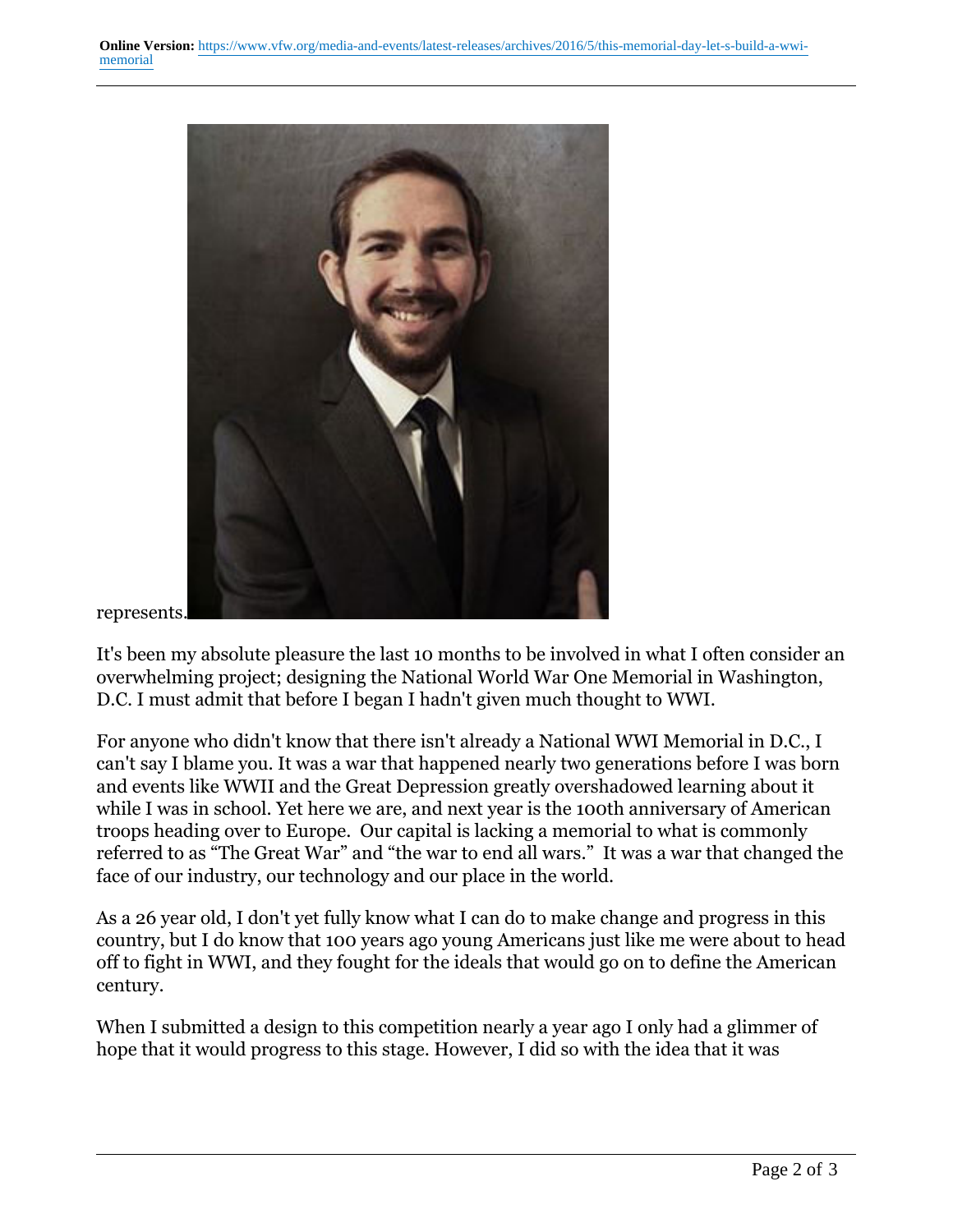represents.

It's been my absolute pleasure the last 10 months to be involved in what I often consider an overwhelming project; designing the National World War One Memorial in Washington, D.C. I must admit that before I began I hadn't given much thought to WWI.

For anyone who didn't know that there isn't already a National WWI Memorial in D.C., I can't say I blame you. It was a war that happened nearly two generations before I was born and events like WWII and the Great Depression greatly overshadowed learning about it while I was in school. Yet here we are, and next year is the 100th anniversary of American troops heading over to Europe. Our capital is lacking a memorial to what is commonly referred to as "The Great War" and "the war to end all wars." It was a war that changed the face of our industry, our technology and our place in the world.

As a 26 year old, I don't yet fully know what I can do to make change and progress in this country, but I do know that 100 years ago young Americans just like me were about to head off to fight in WWI, and they fought for the ideals that would go on to define the American century.

When I submitted a design to this competition nearly a year ago I only had a glimmer of hope that it would progress to this stage. However, I did so with the idea that it was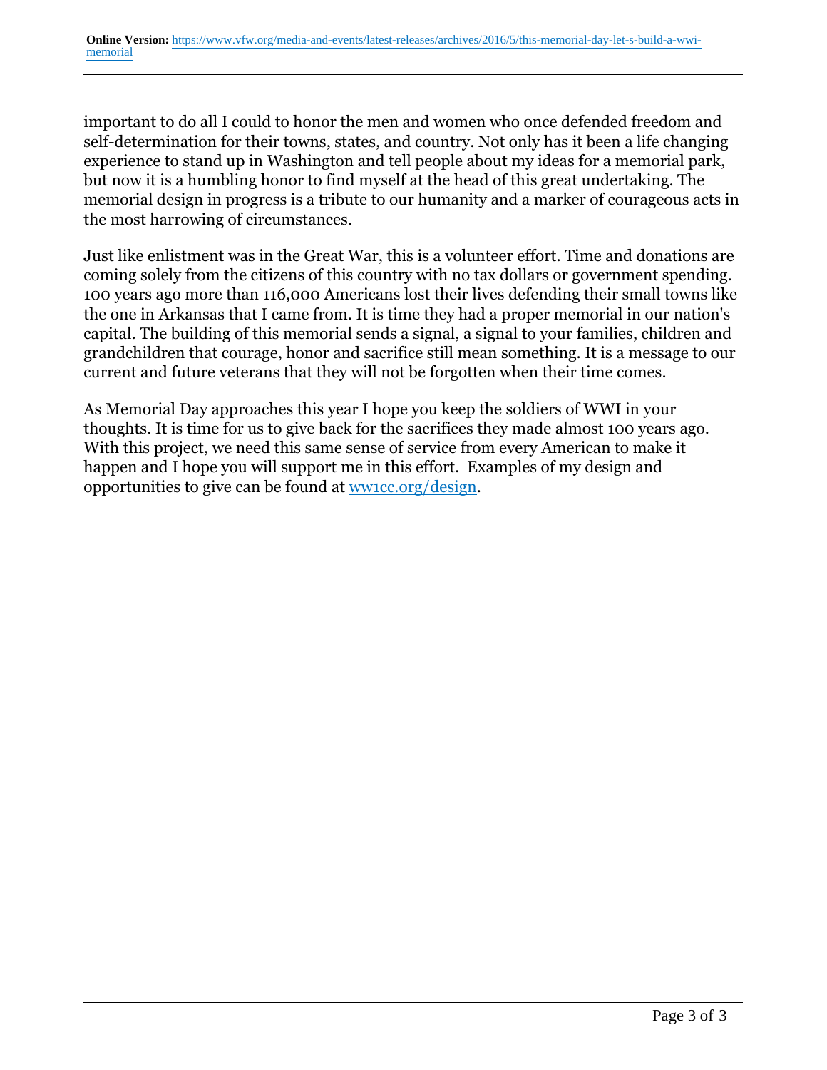important to do all I could to honor the men and women who once defended freedom and self-determination for their towns, states, and country. Not only has it been a life changing experience to stand up in Washington and tell people about my ideas for a memorial park, but now it is a humbling honor to find myself at the head of this great undertaking. The memorial design in progress is a tribute to our humanity and a marker of courageous acts in the most harrowing of circumstances.

Just like enlistment was in the Great War, this is a volunteer effort. Time and donations are coming solely from the citizens of this country with no tax dollars or government spending. 100 years ago more than 116,000 Americans lost their lives defending their small towns like the one in Arkansas that I came from. It is time they had a proper memorial in our nation's capital. The building of this memorial sends a signal, a signal to your families, children and grandchildren that courage, honor and sacrifice still mean something. It is a message to our current and future veterans that they will not be forgotten when their time comes.

As Memorial Day approaches this year I hope you keep the soldiers of WWI in your thoughts. It is time for us to give back for the sacrifices they made almost 100 years ago. With this project, we need this same sense of service from every American to make it happen and I hope you will support me in this effort. Examples of my design and opportunities to give can be found at [ww1cc.org/design](ww1cc.org/design).